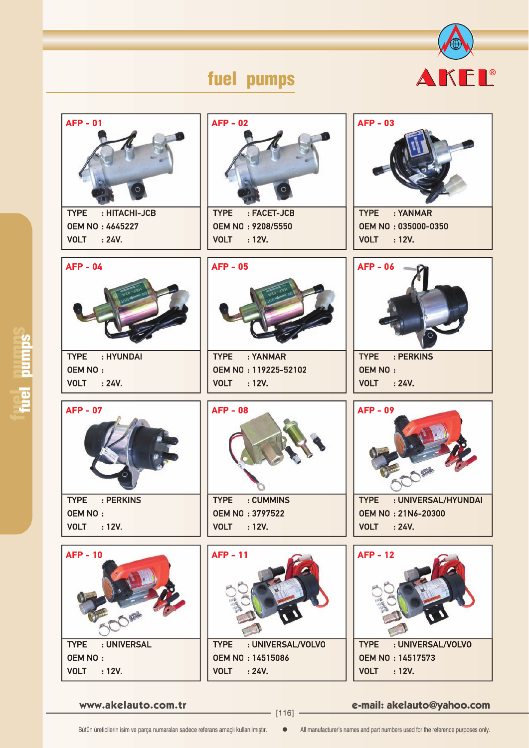# fuel pumps

AKEL®

| AFP - 01 | AFP - 02 | AFP - 03 |
|---|---|---|
| TYPE : HITACHI-JCB | TYPE : FACET-JCB | TYPE : YANMAR |
| OEM NO : 4645227 | OEM NO : 9208/5550 | OEM NO : 035000-0350 |
| VOLT : 24V. | VOLT : 12V. | VOLT : 12V. |

| AFP - 04 | AFP - 05 | AFP - 06 |
|---|---|---|
| TYPE : HYUNDAI | TYPE : YANMAR | TYPE : PERKINS |
| OEM NO : | OEM NO : 119225-52102 | OEM NO : |
| VOLT : 24V. | VOLT : 12V. | VOLT : 24V. |

| AFP - 07 | AFP - 08 | AFP - 09 |
|---|---|---|
| TYPE : PERKINS | TYPE : CUMMINS | TYPE : UNIVERSAL/HYUNDAI |
| OEM NO : | OEM NO : 3797522 | OEM NO : 21N6-20300 |
| VOLT : 12V. | VOLT : 12V. | VOLT : 24V. |

| AFP - 10 | AFP - 11 | AFP - 12 |
|---|---|---|
| TYPE : UNIVERSAL | TYPE : UNIVERSAL/VOLVO | TYPE : UNIVERSAL/VOLVO |
| OEM NO : | OEM NO : 14515086 | OEM NO : 14517573 |
| VOLT : 12V. | VOLT : 24V. | VOLT : 12V. |

www.akelauto.com.tr

e-mail: akelauto@yahoo.com

Bütün üreticilerin isim ve parça numaraları sadece referans amaçlı kullanılmıştır. • All manufacturer's names and part numbers used for the reference purposes only.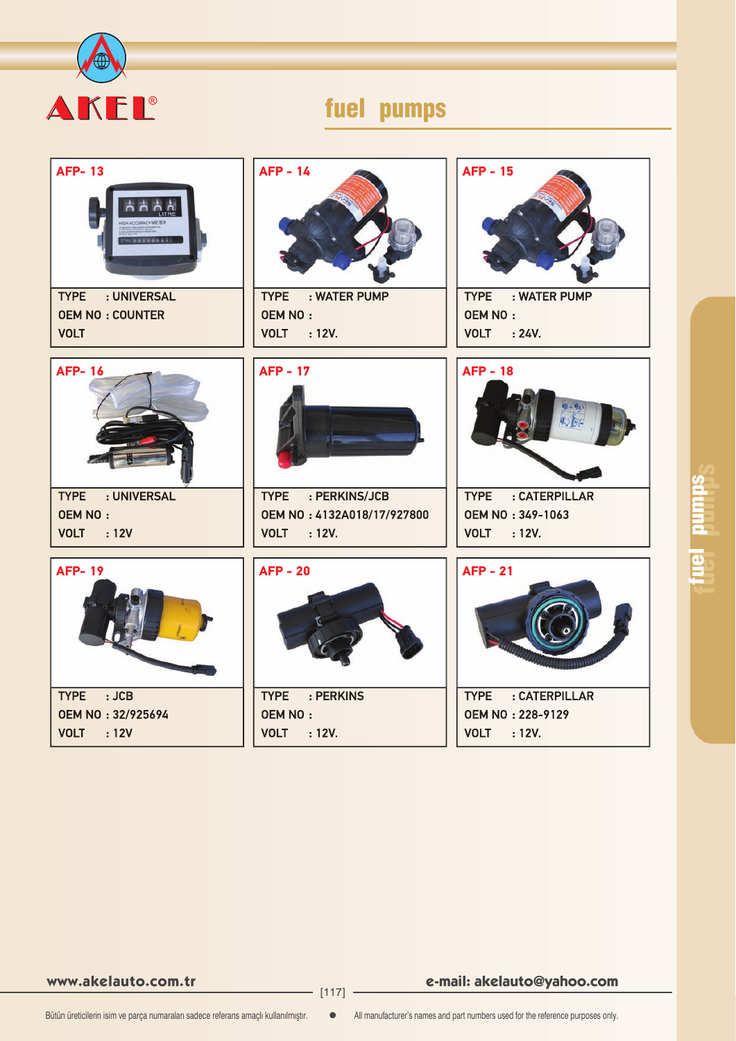# fuel pumps

## AFP- 13

TYPE : UNIVERSAL
OEM NO : COUNTER
VOLT

## AFP - 14

TYPE : WATER PUMP
OEM NO :
VOLT : 12V.

## AFP - 15

TYPE : WATER PUMP
OEM NO :
VOLT : 24V.

## AFP- 16

TYPE : UNIVERSAL
OEM NO :
VOLT : 12V

## AFP - 17

TYPE : PERKINS/JCB
OEM NO : 4132A018/17/927800
VOLT : 12V.

## AFP - 18

TYPE : CATERPILLAR
OEM NO : 349-1063
VOLT : 12V.

## AFP- 19

TYPE : JCB
OEM NO : 32/925694
VOLT : 12V

## AFP - 20

TYPE : PERKINS
OEM NO :
VOLT : 12V.

## AFP - 21

TYPE : CATERPILLAR
OEM NO : 228-9129
VOLT : 12V.

www.akelauto.com.tr e-mail: akelauto@yahoo.com

Bütün üreticilerin isim ve parça numaraları sadece referans amaçlı kullanılmıştır. ● All manufacturer's names and part numbers used for the reference purposes only.